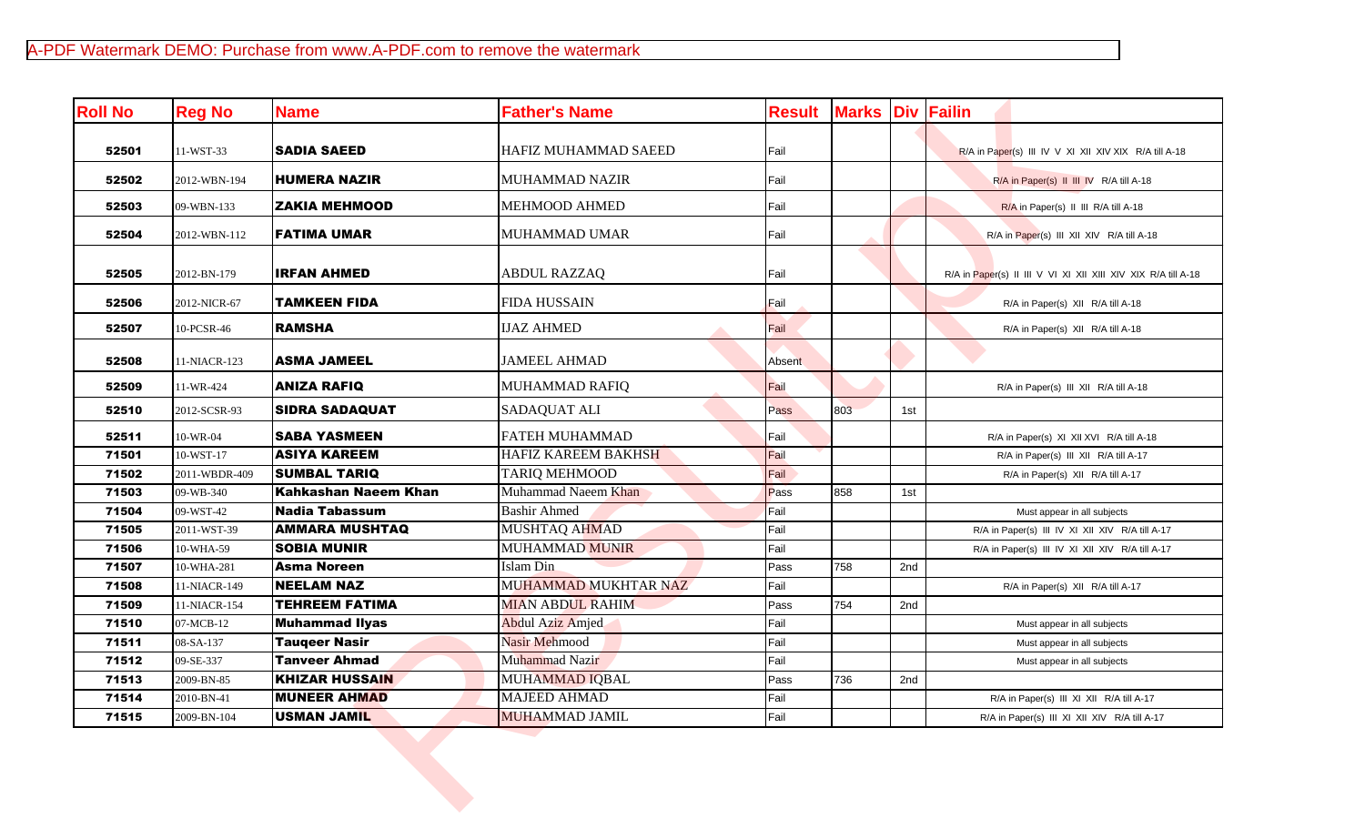| Roll No | Reg No | Name | Father's Name | Result | Marks | Div | Failin |
|---|---|---|---|---|---|---|---|
| 52501 | 11-WST-33 | **SADIA SAEED** | HAFIZ MUHAMMAD SAEED | Fail | | | R/A in Paper(s) III IV V XI XII XIV XIX R/A till A-18 |
| 52502 | 2012-WBN-194 | **HUMERA NAZIR** | MUHAMMAD NAZIR | Fail | | | R/A in Paper(s) II III IV R/A till A-18 |
| 52503 | 09-WBN-133 | **ZAKIA MEHMOOD** | MEHMOOD AHMED | Fail | | | R/A in Paper(s) II III R/A till A-18 |
| 52504 | 2012-WBN-112 | **FATIMA UMAR** | MUHAMMAD UMAR | Fail | | | R/A in Paper(s) III XII XIV R/A till A-18 |
| 52505 | 2012-BN-179 | **IRFAN AHMED** | ABDUL RAZZAQ | Fail | | | R/A in Paper(s) II III V VI XI XII XIII XIV XIX R/A till A-18 |
| 52506 | 2012-NICR-67 | **TAMKEEN FIDA** | FIDA HUSSAIN | Fail | | | R/A in Paper(s) XII R/A till A-18 |
| 52507 | 10-PCSR-46 | **RAMSHA** | IJAZ AHMED | Fail | | | R/A in Paper(s) XII R/A till A-18 |
| 52508 | 11-NIACR-123 | **ASMA JAMEEL** | JAMEEL AHMAD | Absent | | | |
| 52509 | 11-WR-424 | **ANIZA RAFIQ** | MUHAMMAD RAFIQ | Fail | | | R/A in Paper(s) III XII R/A till A-18 |
| 52510 | 2012-SCSR-93 | **SIDRA SADAQUAT** | SADAQUAT ALI | Pass | 803 | 1st | |
| 52511 | 10-WR-04 | **SABA YASMEEN** | FATEH MUHAMMAD | Fail | | | R/A in Paper(s) XI XII XVI R/A till A-18 |
| 71501 | 10-WST-17 | **ASIYA KAREEM** | HAFIZ KAREEM BAKHSH | Fail | | | R/A in Paper(s) III XII R/A till A-17 |
| 71502 | 2011-WBDR-409 | **SUMBAL TARIQ** | TARIQ MEHMOOD | Fail | | | R/A in Paper(s) XII R/A till A-17 |
| 71503 | 09-WB-340 | **Kahkashan Naeem Khan** | Muhammad Naeem Khan | Pass | 858 | 1st | |
| 71504 | 09-WST-42 | **Nadia Tabassum** | Bashir Ahmed | Fail | | | Must appear in all subjects |
| 71505 | 2011-WST-39 | **AMMARA MUSHTAQ** | MUSHTAQ AHMAD | Fail | | | R/A in Paper(s) III IV XI XII XIV R/A till A-17 |
| 71506 | 10-WHA-59 | **SOBIA MUNIR** | MUHAMMAD MUNIR | Fail | | | R/A in Paper(s) III IV XI XII XIV R/A till A-17 |
| 71507 | 10-WHA-281 | **Asma Noreen** | Islam Din | Pass | 758 | 2nd | |
| 71508 | 11-NIACR-149 | **NEELAM NAZ** | MUHAMMAD MUKHTAR NAZ | Fail | | | R/A in Paper(s) XII R/A till A-17 |
| 71509 | 11-NIACR-154 | **TEHREEM FATIMA** | MIAN ABDUL RAHIM | Pass | 754 | 2nd | |
| 71510 | 07-MCB-12 | **Muhammad Ilyas** | Abdul Aziz Amjed | Fail | | | Must appear in all subjects |
| 71511 | 08-SA-137 | **Tauqeer Nasir** | Nasir Mehmood | Fail | | | Must appear in all subjects |
| 71512 | 09-SE-337 | **Tanveer Ahmad** | Muhammad Nazir | Fail | | | Must appear in all subjects |
| 71513 | 2009-BN-85 | **KHIZAR HUSSAIN** | MUHAMMAD IQBAL | Pass | 736 | 2nd | |
| 71514 | 2010-BN-41 | **MUNEER AHMAD** | MAJEED AHMAD | Fail | | | R/A in Paper(s) III XI XII R/A till A-17 |
| 71515 | 2009-BN-104 | **USMAN JAMIL** | MUHAMMAD JAMIL | Fail | | | R/A in Paper(s) III XI XII XIV R/A till A-17 |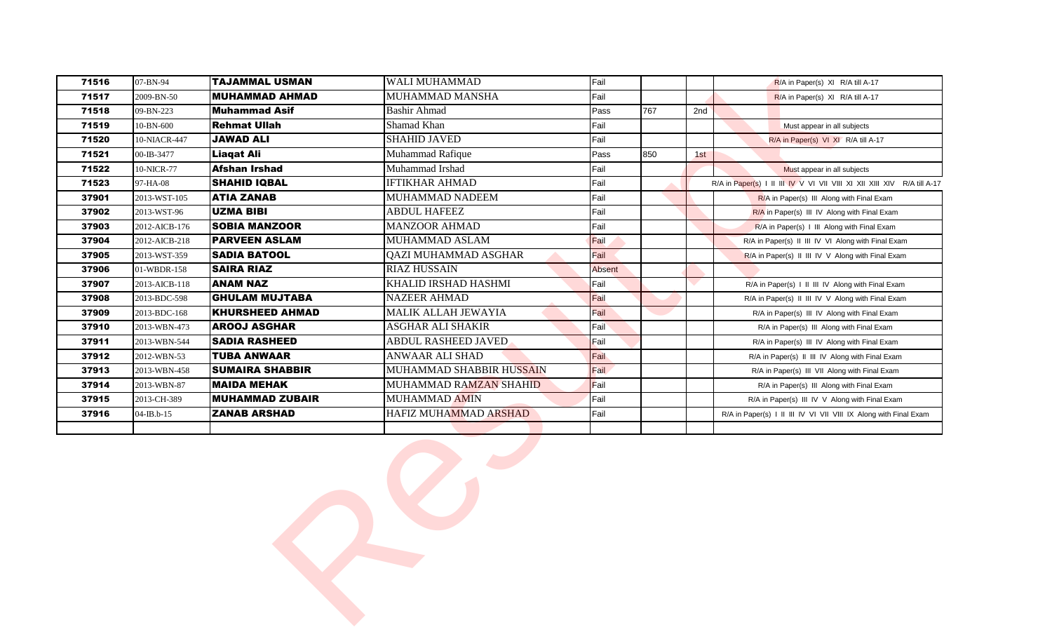| | | | | | | | |
|---|---|---|---|---|---|---|---|
| **71516** | 07-BN-94 | **TAJAMMAL USMAN** | WALI MUHAMMAD | Fail | | | R/A in Paper(s) XI R/A till A-17 |
| **71517** | 2009-BN-50 | **MUHAMMAD AHMAD** | MUHAMMAD MANSHA | Fail | | | R/A in Paper(s) XI R/A till A-17 |
| **71518** | 09-BN-223 | **Muhammad Asif** | Bashir Ahmad | Pass | 767 | 2nd | |
| **71519** | 10-BN-600 | **Rehmat Ullah** | Shamad Khan | Fail | | | Must appear in all subjects |
| **71520** | 10-NIACR-447 | **JAWAD ALI** | SHAHID JAVED | Fail | | | R/A in Paper(s) VI XI R/A till A-17 |
| **71521** | 00-IB-3477 | **Liaqat Ali** | Muhammad Rafique | Pass | 850 | 1st | |
| **71522** | 10-NICR-77 | **Afshan Irshad** | Muhammad Irshad | Fail | | | Must appear in all subjects |
| **71523** | 97-HA-08 | **SHAHID IQBAL** | IFTIKHAR AHMAD | Fail | | | R/A in Paper(s) I II III IV V VI VII VIII XI XII XIII XIV R/A till A-17 |
| **37901** | 2013-WST-105 | **ATIA ZANAB** | MUHAMMAD NADEEM | Fail | | | R/A in Paper(s) III Along with Final Exam |
| **37902** | 2013-WST-96 | **UZMA BIBI** | ABDUL HAFEEZ | Fail | | | R/A in Paper(s) III IV Along with Final Exam |
| **37903** | 2012-AICB-176 | **SOBIA MANZOOR** | MANZOOR AHMAD | Fail | | | R/A in Paper(s) I III Along with Final Exam |
| **37904** | 2012-AICB-218 | **PARVEEN ASLAM** | MUHAMMAD ASLAM | Fail | | | R/A in Paper(s) II III IV VI Along with Final Exam |
| **37905** | 2013-WST-359 | **SADIA BATOOL** | QAZI MUHAMMAD ASGHAR | Fail | | | R/A in Paper(s) II III IV V Along with Final Exam |
| **37906** | 01-WBDR-158 | **SAIRA RIAZ** | RIAZ HUSSAIN | Absent | | | |
| **37907** | 2013-AICB-118 | **ANAM NAZ** | KHALID IRSHAD HASHMI | Fail | | | R/A in Paper(s) I II III IV Along with Final Exam |
| **37908** | 2013-BDC-598 | **GHULAM MUJTABA** | NAZEER AHMAD | Fail | | | R/A in Paper(s) II III IV V Along with Final Exam |
| **37909** | 2013-BDC-168 | **KHURSHEED AHMAD** | MALIK ALLAH JEWAYIA | Fail | | | R/A in Paper(s) III IV Along with Final Exam |
| **37910** | 2013-WBN-473 | **AROOJ ASGHAR** | ASGHAR ALI SHAKIR | Fail | | | R/A in Paper(s) III Along with Final Exam |
| **37911** | 2013-WBN-544 | **SADIA RASHEED** | ABDUL RASHEED JAVED | Fail | | | R/A in Paper(s) III IV Along with Final Exam |
| **37912** | 2012-WBN-53 | **TUBA ANWAAR** | ANWAAR ALI SHAD | Fail | | | R/A in Paper(s) II III IV Along with Final Exam |
| **37913** | 2013-WBN-458 | **SUMAIRA SHABBIR** | MUHAMMAD SHABBIR HUSSAIN | Fail | | | R/A in Paper(s) III VII Along with Final Exam |
| **37914** | 2013-WBN-87 | **MAIDA MEHAK** | MUHAMMAD RAMZAN SHAHID | Fail | | | R/A in Paper(s) III Along with Final Exam |
| **37915** | 2013-CH-389 | **MUHAMMAD ZUBAIR** | MUHAMMAD AMIN | Fail | | | R/A in Paper(s) III IV V Along with Final Exam |
| **37916** | 04-IB.b-15 | **ZANAB ARSHAD** | HAFIZ MUHAMMAD ARSHAD | Fail | | | R/A in Paper(s) I II III IV VI VII VIII IX Along with Final Exam |